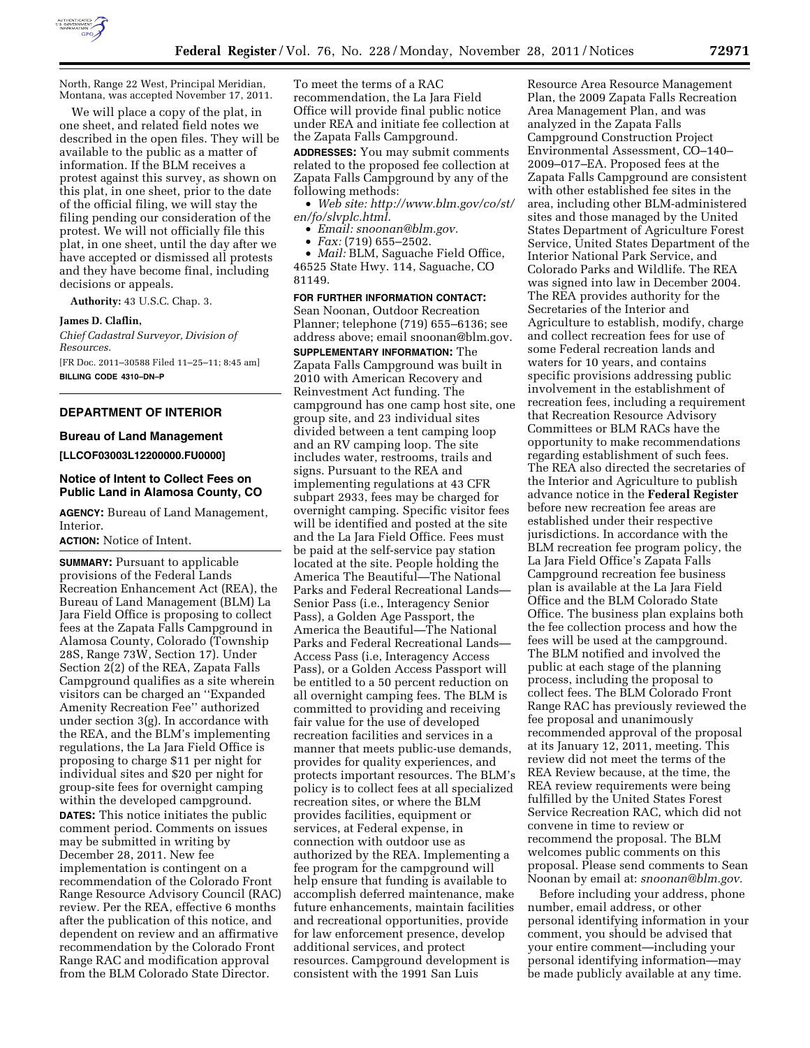North, Range 22 West, Principal Meridian, Montana, was accepted November 17, 2011.

We will place a copy of the plat, in one sheet, and related field notes we described in the open files. They will be available to the public as a matter of information. If the BLM receives a protest against this survey, as shown on this plat, in one sheet, prior to the date of the official filing, we will stay the filing pending our consideration of the protest. We will not officially file this plat, in one sheet, until the day after we have accepted or dismissed all protests and they have become final, including decisions or appeals.

**Authority:** 43 U.S.C. Chap. 3.

**James D. Claflin,**

*Chief Cadastral Surveyor, Division of Resources.*

[FR Doc. 2011–30588 Filed 11–25–11; 8:45 am]

**BILLING CODE 4310–DN–P**

## DEPARTMENT OF INTERIOR

### Bureau of Land Management

**[LLCOF03003L12200000.FU0000]**

### Notice of Intent to Collect Fees on Public Land in Alamosa County, CO

**AGENCY:** Bureau of Land Management, Interior.

**ACTION:** Notice of Intent.

**SUMMARY:** Pursuant to applicable provisions of the Federal Lands Recreation Enhancement Act (REA), the Bureau of Land Management (BLM) La Jara Field Office is proposing to collect fees at the Zapata Falls Campground in Alamosa County, Colorado (Township 28S, Range 73W, Section 17). Under Section 2(2) of the REA, Zapata Falls Campground qualifies as a site wherein visitors can be charged an ''Expanded Amenity Recreation Fee'' authorized under section 3(g). In accordance with the REA, and the BLM's implementing regulations, the La Jara Field Office is proposing to charge $11 per night for individual sites and $20 per night for group-site fees for overnight camping within the developed campground.

**DATES:** This notice initiates the public comment period. Comments on issues may be submitted in writing by December 28, 2011. New fee implementation is contingent on a recommendation of the Colorado Front Range Resource Advisory Council (RAC) review. Per the REA, effective 6 months after the publication of this notice, and dependent on review and an affirmative recommendation by the Colorado Front Range RAC and modification approval from the BLM Colorado State Director. To meet the terms of a RAC recommendation, the La Jara Field Office will provide final public notice under REA and initiate fee collection at the Zapata Falls Campground.

**ADDRESSES:** You may submit comments related to the proposed fee collection at Zapata Falls Campground by any of the following methods:

- *Web site: http://www.blm.gov/co/st/en/fo/slvplc.html.*
- *Email: snoonan@blm.gov.*
- *Fax:* (719) 655–2502.
- *Mail:* BLM, Saguache Field Office, 46525 State Hwy. 114, Saguache, CO 81149.

**FOR FURTHER INFORMATION CONTACT:** Sean Noonan, Outdoor Recreation Planner; telephone (719) 655–6136; see address above; email snoonan@blm.gov.

**SUPPLEMENTARY INFORMATION:** The Zapata Falls Campground was built in 2010 with American Recovery and Reinvestment Act funding. The campground has one camp host site, one group site, and 23 individual sites divided between a tent camping loop and an RV camping loop. The site includes water, restrooms, trails and signs. Pursuant to the REA and implementing regulations at 43 CFR subpart 2933, fees may be charged for overnight camping. Specific visitor fees will be identified and posted at the site and the La Jara Field Office. Fees must be paid at the self-service pay station located at the site. People holding the America The Beautiful—The National Parks and Federal Recreational Lands—Senior Pass (i.e., Interagency Senior Pass), a Golden Age Passport, the America the Beautiful—The National Parks and Federal Recreational Lands—Access Pass (i.e, Interagency Access Pass), or a Golden Access Passport will be entitled to a 50 percent reduction on all overnight camping fees. The BLM is committed to providing and receiving fair value for the use of developed recreation facilities and services in a manner that meets public-use demands, provides for quality experiences, and protects important resources. The BLM's policy is to collect fees at all specialized recreation sites, or where the BLM provides facilities, equipment or services, at Federal expense, in connection with outdoor use as authorized by the REA. Implementing a fee program for the campground will help ensure that funding is available to accomplish deferred maintenance, make future enhancements, maintain facilities and recreational opportunities, provide for law enforcement presence, develop additional services, and protect resources. Campground development is consistent with the 1991 San Luis Resource Area Resource Management Plan, the 2009 Zapata Falls Recreation Area Management Plan, and was analyzed in the Zapata Falls Campground Construction Project Environmental Assessment, CO–140–2009–017–EA. Proposed fees at the Zapata Falls Campground are consistent with other established fee sites in the area, including other BLM-administered sites and those managed by the United States Department of Agriculture Forest Service, United States Department of the Interior National Park Service, and Colorado Parks and Wildlife. The REA was signed into law in December 2004. The REA provides authority for the Secretaries of the Interior and Agriculture to establish, modify, charge and collect recreation fees for use of some Federal recreation lands and waters for 10 years, and contains specific provisions addressing public involvement in the establishment of recreation fees, including a requirement that Recreation Resource Advisory Committees or BLM RACs have the opportunity to make recommendations regarding establishment of such fees. The REA also directed the secretaries of the Interior and Agriculture to publish advance notice in the **Federal Register** before new recreation fee areas are established under their respective jurisdictions. In accordance with the BLM recreation fee program policy, the La Jara Field Office's Zapata Falls Campground recreation fee business plan is available at the La Jara Field Office and the BLM Colorado State Office. The business plan explains both the fee collection process and how the fees will be used at the campground. The BLM notified and involved the public at each stage of the planning process, including the proposal to collect fees. The BLM Colorado Front Range RAC has previously reviewed the fee proposal and unanimously recommended approval of the proposal at its January 12, 2011, meeting. This review did not meet the terms of the REA Review because, at the time, the REA review requirements were being fulfilled by the United States Forest Service Recreation RAC, which did not convene in time to review or recommend the proposal. The BLM welcomes public comments on this proposal. Please send comments to Sean Noonan by email at: *snoonan@blm.gov.*

Before including your address, phone number, email address, or other personal identifying information in your comment, you should be advised that your entire comment—including your personal identifying information—may be made publicly available at any time.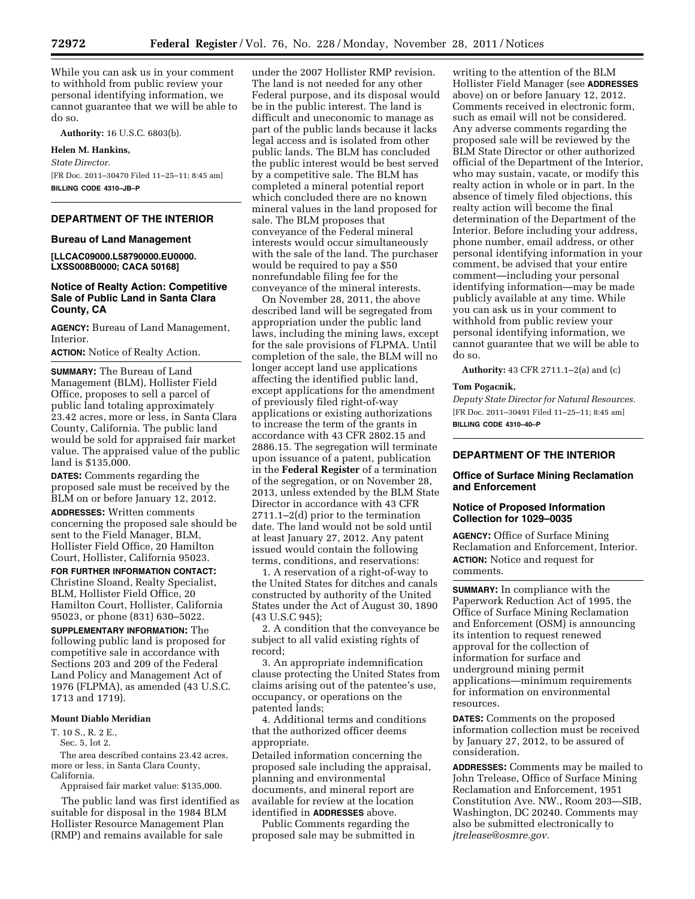While you can ask us in your comment to withhold from public review your personal identifying information, we cannot guarantee that we will be able to do so.

**Authority:** 16 U.S.C. 6803(b).

**Helen M. Hankins,**

*State Director.*

[FR Doc. 2011–30470 Filed 11–25–11; 8:45 am]

**BILLING CODE 4310–JB–P**

---

## DEPARTMENT OF THE INTERIOR

### Bureau of Land Management

**[LLCAC09000.L58790000.EU0000. LXSS008B0000; CACA 50168]**

### Notice of Realty Action: Competitive Sale of Public Land in Santa Clara County, CA

**AGENCY:** Bureau of Land Management, Interior.

**ACTION:** Notice of Realty Action.

---

**SUMMARY:** The Bureau of Land Management (BLM), Hollister Field Office, proposes to sell a parcel of public land totaling approximately 23.42 acres, more or less, in Santa Clara County, California. The public land would be sold for appraised fair market value. The appraised value of the public land is $135,000.

**DATES:** Comments regarding the proposed sale must be received by the BLM on or before January 12, 2012.

**ADDRESSES:** Written comments concerning the proposed sale should be sent to the Field Manager, BLM, Hollister Field Office, 20 Hamilton Court, Hollister, California 95023.

**FOR FURTHER INFORMATION CONTACT:** Christine Sloand, Realty Specialist, BLM, Hollister Field Office, 20 Hamilton Court, Hollister, California 95023, or phone (831) 630–5022.

**SUPPLEMENTARY INFORMATION:** The following public land is proposed for competitive sale in accordance with Sections 203 and 209 of the Federal Land Policy and Management Act of 1976 (FLPMA), as amended (43 U.S.C. 1713 and 1719).

**Mount Diablo Meridian**

T. 10 S., R. 2 E.,

Sec. 5, lot 2.

The area described contains 23.42 acres, more or less, in Santa Clara County, California.

Appraised fair market value: $135,000.

The public land was first identified as suitable for disposal in the 1984 BLM Hollister Resource Management Plan (RMP) and remains available for sale under the 2007 Hollister RMP revision. The land is not needed for any other Federal purpose, and its disposal would be in the public interest. The land is difficult and uneconomic to manage as part of the public lands because it lacks legal access and is isolated from other public lands. The BLM has concluded the public interest would be best served by a competitive sale. The BLM has completed a mineral potential report which concluded there are no known mineral values in the land proposed for sale. The BLM proposes that conveyance of the Federal mineral interests would occur simultaneously with the sale of the land. The purchaser would be required to pay a $50 nonrefundable filing fee for the conveyance of the mineral interests.

On November 28, 2011, the above described land will be segregated from appropriation under the public land laws, including the mining laws, except for the sale provisions of FLPMA. Until completion of the sale, the BLM will no longer accept land use applications affecting the identified public land, except applications for the amendment of previously filed right-of-way applications or existing authorizations to increase the term of the grants in accordance with 43 CFR 2802.15 and 2886.15. The segregation will terminate upon issuance of a patent, publication in the **Federal Register** of a termination of the segregation, or on November 28, 2013, unless extended by the BLM State Director in accordance with 43 CFR 2711.1–2(d) prior to the termination date. The land would not be sold until at least January 27, 2012. Any patent issued would contain the following terms, conditions, and reservations:

1. A reservation of a right-of-way to the United States for ditches and canals constructed by authority of the United States under the Act of August 30, 1890 (43 U.S.C 945);

2. A condition that the conveyance be subject to all valid existing rights of record;

3. An appropriate indemnification clause protecting the United States from claims arising out of the patentee's use, occupancy, or operations on the patented lands;

4. Additional terms and conditions that the authorized officer deems appropriate.

Detailed information concerning the proposed sale including the appraisal, planning and environmental documents, and mineral report are available for review at the location identified in **ADDRESSES** above.

Public Comments regarding the proposed sale may be submitted in writing to the attention of the BLM Hollister Field Manager (see **ADDRESSES** above) on or before January 12, 2012. Comments received in electronic form, such as email will not be considered. Any adverse comments regarding the proposed sale will be reviewed by the BLM State Director or other authorized official of the Department of the Interior, who may sustain, vacate, or modify this realty action in whole or in part. In the absence of timely filed objections, this realty action will become the final determination of the Department of the Interior. Before including your address, phone number, email address, or other personal identifying information in your comment, be advised that your entire comment—including your personal identifying information—may be made publicly available at any time. While you can ask us in your comment to withhold from public review your personal identifying information, we cannot guarantee that we will be able to do so.

**Authority:** 43 CFR 2711.1–2(a) and (c)

**Tom Pogacnik,**

*Deputy State Director for Natural Resources.*

[FR Doc. 2011–30491 Filed 11–25–11; 8:45 am]

**BILLING CODE 4310–40–P**

---

## DEPARTMENT OF THE INTERIOR

### Office of Surface Mining Reclamation and Enforcement

### Notice of Proposed Information Collection for 1029–0035

**AGENCY:** Office of Surface Mining Reclamation and Enforcement, Interior.

**ACTION:** Notice and request for comments.

---

**SUMMARY:** In compliance with the Paperwork Reduction Act of 1995, the Office of Surface Mining Reclamation and Enforcement (OSM) is announcing its intention to request renewed approval for the collection of information for surface and underground mining permit applications—minimum requirements for information on environmental resources.

**DATES:** Comments on the proposed information collection must be received by January 27, 2012, to be assured of consideration.

**ADDRESSES:** Comments may be mailed to John Trelease, Office of Surface Mining Reclamation and Enforcement, 1951 Constitution Ave. NW., Room 203—SIB, Washington, DC 20240. Comments may also be submitted electronically to *jtrelease@osmre.gov.*